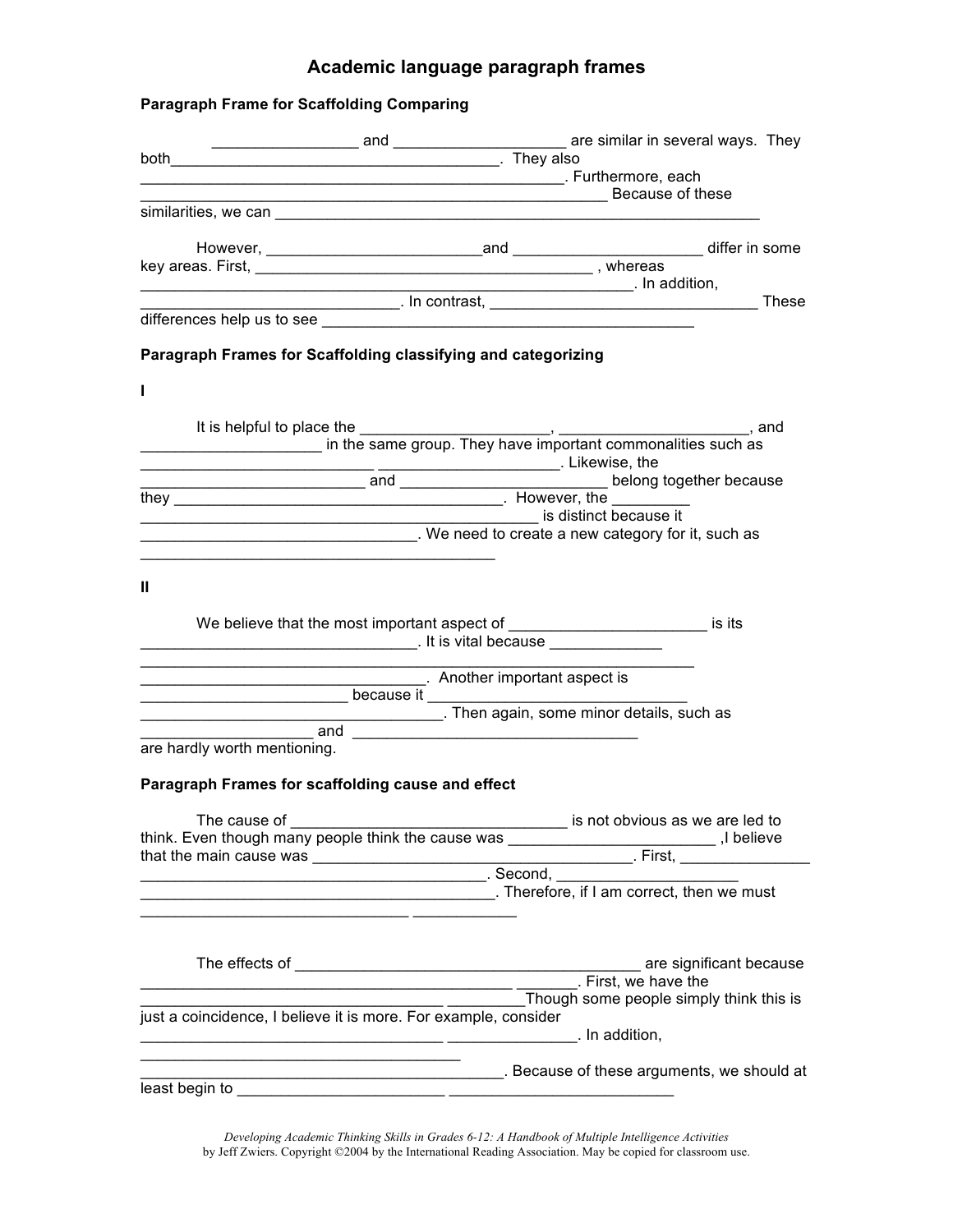# Academic language paragraph frames

## Paragraph Frame for Scaffolding Comparing

_________________ and ____________________ are similar in several ways. They both_______________________________________. They also _________________________________________________. Furthermore, each _____________________________________________________ Because of these similarities, we can ________________________________________________________

However, _________________________and ______________________ differ in some key areas. First, ________________________________________ , whereas ____________________________________________________. In addition, _____________________________. In contrast, _______________________________ These differences help us to see ____________________________________________

## Paragraph Frames for Scaffolding classifying and categorizing

### I

It is helpful to place the ______________________, ______________________, and _____________________ in the same group. They have important commonalities such as ___________________________ ______________________. Likewise, the __________________________ and ________________________ belong together because they _______________________________________. However, the _________ _______________________________________________ is distinct because it ________________________________. We need to create a new category for it, such as ________________________________________

### II

We believe that the most important aspect of _______________________ is its ________________________________. It is vital because _____________ _______________________________________________________________ _________________________________. Another important aspect is ________________________ because it _______________________________ ___________________________________. Then again, some minor details, such as ____________________ and __________________________________ are hardly worth mentioning.

## Paragraph Frames for scaffolding cause and effect

The cause of ________________________________ is not obvious as we are led to think. Even though many people think the cause was ________________________ ,I believe that the main cause was _____________________________________. First, _______________ _________________________________________. Second, _____________________ ___________________________________________. Therefore, if I am correct, then we must ______________________________ ____________

The effects of ________________________________________ are significant because ____________________________________________ _______. First, we have the __________________________________ _________Though some people simply think this is just a coincidence, I believe it is more. For example, consider __________________________________ _______________. In addition, ___________________________________ _________________________________________. Because of these arguments, we should at least begin to ________________________ __________________________

*Developing Academic Thinking Skills in Grades 6-12: A Handbook of Multiple Intelligence Activities* by Jeff Zwiers. Copyright ©2004 by the International Reading Association. May be copied for classroom use.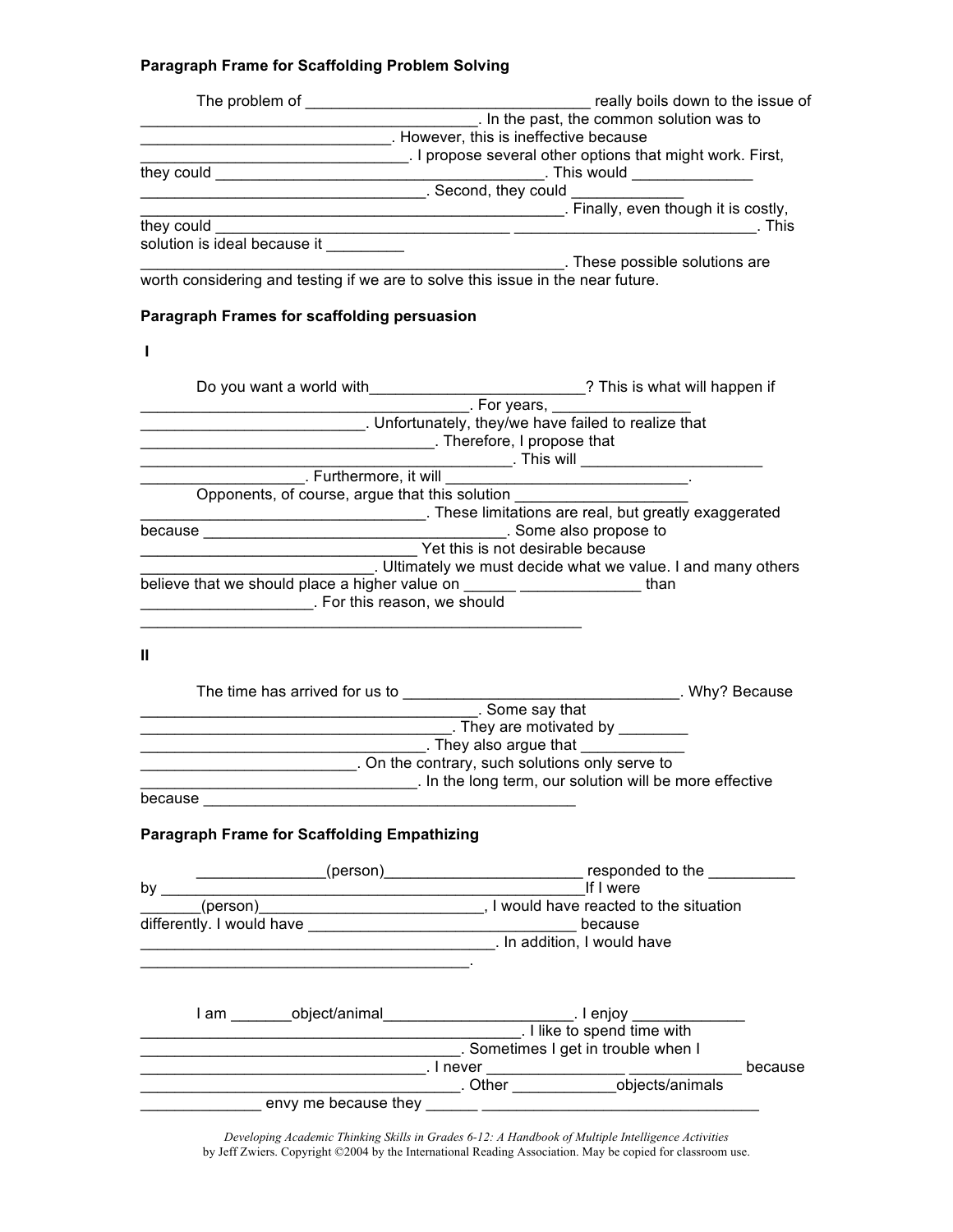**Paragraph Frame for Scaffolding Problem Solving**

The problem of _________________________________ really boils down to the issue of ______________________________________. In the past, the common solution was to _____________________________. However, this is ineffective because ______________________________. I propose several other options that might work. First, they could _____________________________________. This would _____________ _________________________________. Second, they could _____________ _____________________________________________. Finally, even though it is costly, they could _________________________________ ____________________________. This solution is ideal because it _________ _____________________________________________. These possible solutions are worth considering and testing if we are to solve this issue in the near future.

**Paragraph Frames for scaffolding persuasion**

**I**

Do you want a world with_________________________? This is what will happen if ______________________________________. For years, _______________ _________________________. Unfortunately, they/we have failed to realize that __________________________________. Therefore, I propose that ____________________________________________. This will _____________________ __________________. Furthermore, it will ____________________________.

Opponents, of course, argue that this solution ___________________ _________________________________. These limitations are real, but greatly exaggerated because ___________________________________. Some also propose to ______________________________ Yet this is not desirable because __________________________. Ultimately we must decide what we value. I and many others believe that we should place a higher value on ______ _____________ than __________________. For this reason, we should ___________________________________________________

**II**

The time has arrived for us to ________________________________. Why? Because ________________________________________. Some say that _____________________________________. They are motivated by ________ _________________________________. They also argue that ___________ _________________________. On the contrary, such solutions only serve to _________________________________. In the long term, our solution will be more effective because ___________________________________________

**Paragraph Frame for Scaffolding Empathizing**

_______________(person)_______________________ responded to the __________ by _________________________________________________If I were _______(person)__________________________, I would have reacted to the situation differently. I would have _______________________________ because __________________________________________. In addition, I would have ______________________________________.

I am _______object/animal______________________. I enjoy _____________ ____________________________________________. I like to spend time with _____________________________________. Sometimes I get in trouble when I _________________________________. I never _______________ _____________ because _____________________________________. Other ____________objects/animals _____________ envy me because they ______ _______________________________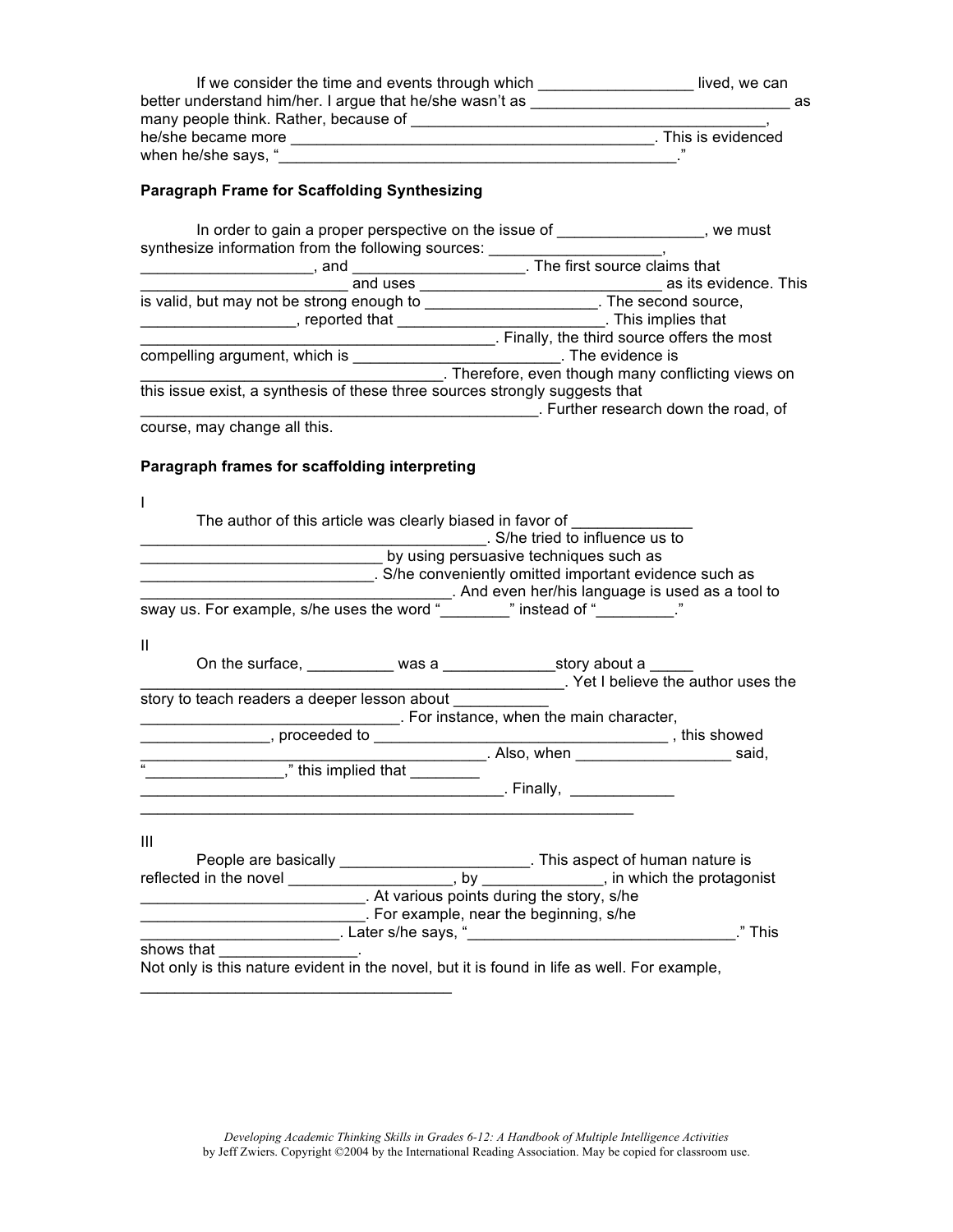If we consider the time and events through which _________________ lived, we can better understand him/her. I argue that he/she wasn't as ______________________________ as many people think. Rather, because of ___________________________________________, he/she became more ____________________________________________. This is evidenced when he/she says, "_______________________________________________."

**Paragraph Frame for Scaffolding Synthesizing**

In order to gain a proper perspective on the issue of ________________, we must synthesize information from the following sources: ____________________, ____________________, and ____________________. The first source claims that ________________________ and uses ____________________________ as its evidence. This is valid, but may not be strong enough to ___________________. The second source, _________________, reported that _______________________. This implies that _________________________________________. Finally, the third source offers the most compelling argument, which is _______________________. The evidence is ___________________________________. Therefore, even though many conflicting views on this issue exist, a synthesis of these three sources strongly suggests that _______________________________________________. Further research down the road, of course, may change all this.

**Paragraph frames for scaffolding interpreting**

I

The author of this article was clearly biased in favor of _____________ ________________________________________. S/he tried to influence us to ____________________________ by using persuasive techniques such as ____________________________. S/he conveniently omitted important evidence such as ____________________________________. And even her/his language is used as a tool to sway us. For example, s/he uses the word "________" instead of "_________."

II

On the surface, __________ was a _____________story about a _____ _________________________________________________. Yet I believe the author uses the story to teach readers a deeper lesson about ___________ ______________________________. For instance, when the main character, ______________, proceeded to __________________________________ , this showed ________________________________________. Also, when __________________ said, "_______________," this implied that ________ __________________________________________. Finally, ____________ __________________________________________________________

III

People are basically ______________________. This aspect of human nature is reflected in the novel ___________________, by ______________, in which the protagonist __________________________. At various points during the story, s/he __________________________. For example, near the beginning, s/he ______________________. Later s/he says, "_______________________________." This shows that ________________.
Not only is this nature evident in the novel, but it is found in life as well. For example, ____________________________________

*Developing Academic Thinking Skills in Grades 6-12: A Handbook of Multiple Intelligence Activities* by Jeff Zwiers. Copyright ©2004 by the International Reading Association. May be copied for classroom use.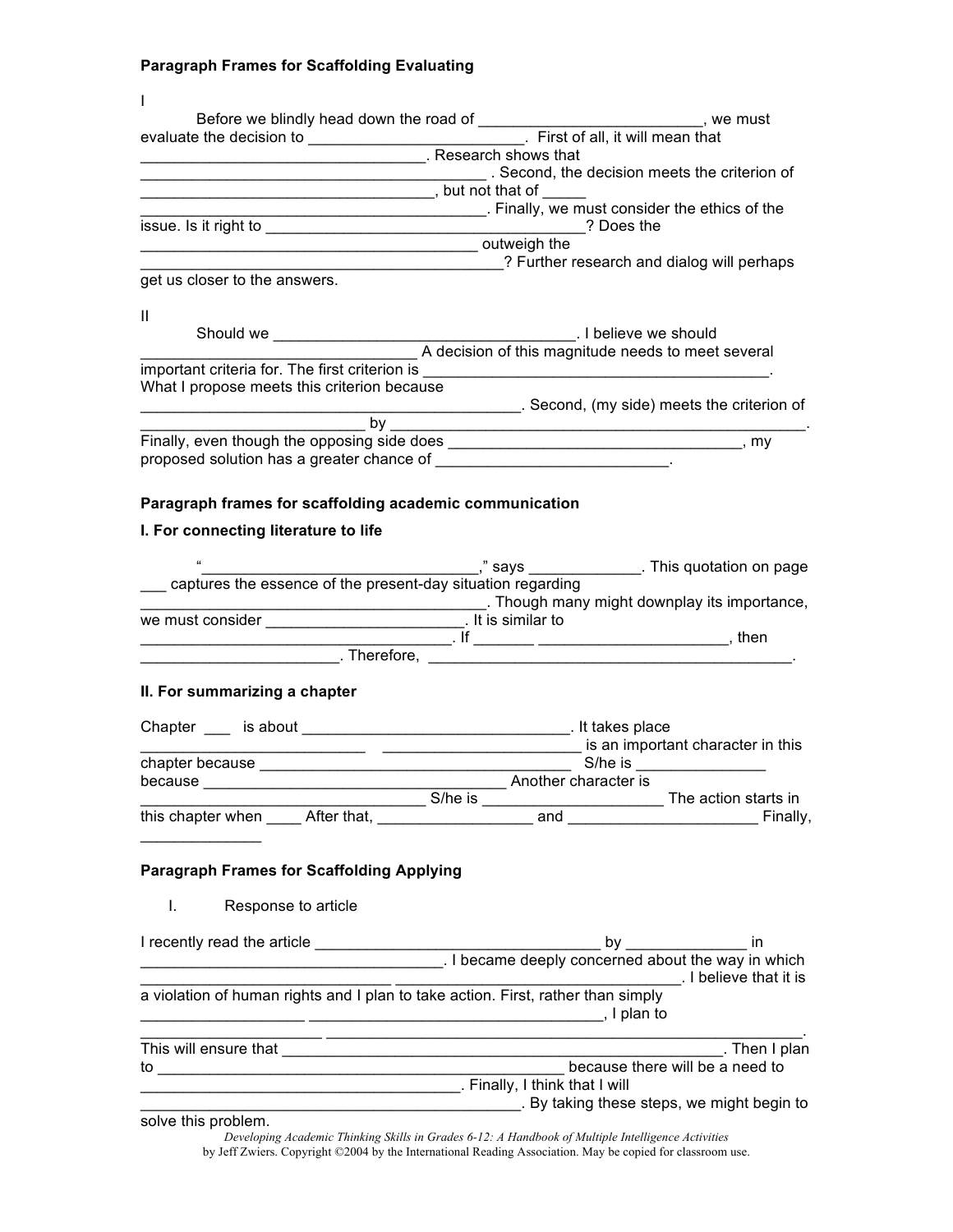**Paragraph Frames for Scaffolding Evaluating**

I

Before we blindly head down the road of __________________________, we must evaluate the decision to _________________________. First of all, it will mean that _________________________________. Research shows that ________________________________________ . Second, the decision meets the criterion of __________________________________, but not that of _____ ________________________________________. Finally, we must consider the ethics of the issue. Is it right to _____________________________________? Does the ______________________________________ outweigh the _________________________________________? Further research and dialog will perhaps get us closer to the answers.

II

Should we ___________________________________. I believe we should _______________________________ A decision of this magnitude needs to meet several important criteria for. The first criterion is ________________________________________. What I propose meets this criterion because ____________________________________________. Second, (my side) meets the criterion of __________________________ by _______________________________________________. Finally, even though the opposing side does _________________________________, my proposed solution has a greater chance of ___________________________.

**Paragraph frames for scaffolding academic communication**

**I. For connecting literature to life**

"________________________________," says _____________. This quotation on page ___ captures the essence of the present-day situation regarding ________________________________________. Though many might downplay its importance, we must consider ______________________. It is similar to ____________________________________. If _______ ______________________, then ______________________. Therefore, __________________________________________.

**II. For summarizing a chapter**

Chapter ___ is about _______________________________. It takes place __________________________ _______________________ is an important character in this chapter because ____________________________________ S/he is _______________ because ____________________________________ Another character is _______________________________ S/he is _____________________ The action starts in this chapter when ____ After that, _________________ and ______________________ Finally, _____________

**Paragraph Frames for Scaffolding Applying**

I. Response to article

I recently read the article _________________________________ by _____________ in ___________________________________. I became deeply concerned about the way in which ____________________________ _________________________________. I believe that it is a violation of human rights and I plan to take action. First, rather than simply __________________ _________________________________, I plan to ____________________ __________________________________________________________. This will ensure that ___________________________________________________. Then I plan to _______________________________________________ because there will be a need to ______________________________________. Finally, I think that I will _____________________________________________. By taking these steps, we might begin to solve this problem.

*Developing Academic Thinking Skills in Grades 6-12: A Handbook of Multiple Intelligence Activities* by Jeff Zwiers. Copyright ©2004 by the International Reading Association. May be copied for classroom use.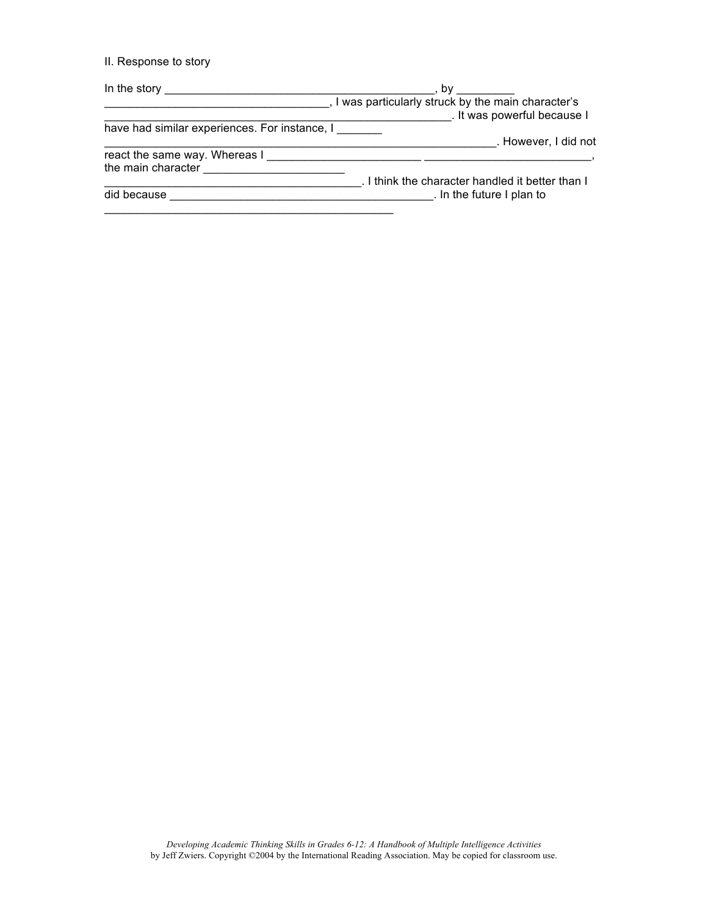II. Response to story

In the story ___________________________________________, by _________ ___________________________________, I was particularly struck by the main character's ______________________________________________________. It was powerful because I have had similar experiences. For instance, I _______ ______________________________________________________________. However, I did not react the same way. Whereas I ________________________ __________________________, the main character _____________________ ________________________________________. I think the character handled it better than I did because _________________________________________. In the future I plan to _____________________________________________

*Developing Academic Thinking Skills in Grades 6-12: A Handbook of Multiple Intelligence Activities* by Jeff Zwiers. Copyright ©2004 by the International Reading Association. May be copied for classroom use.